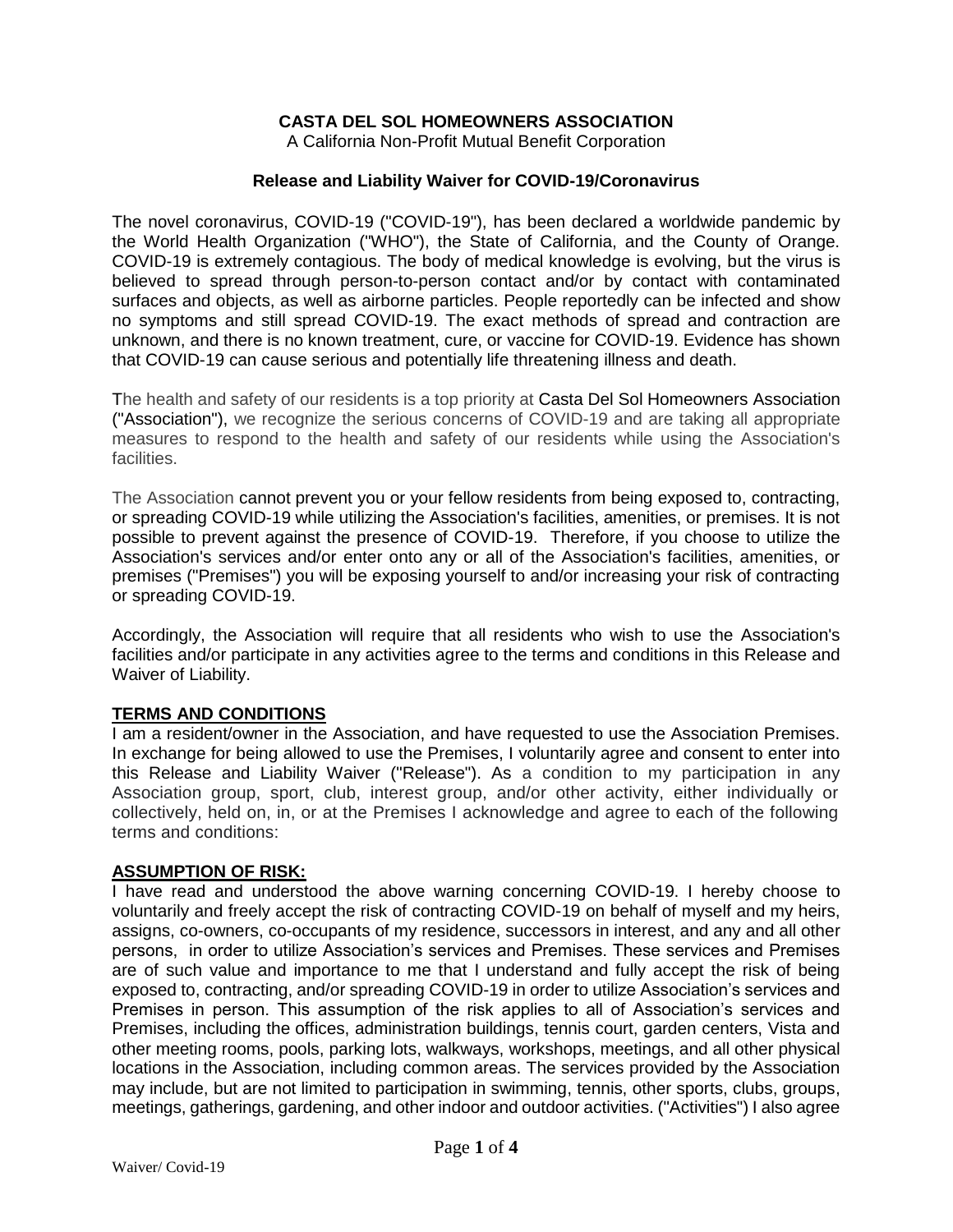**CASTA DEL SOL HOMEOWNERS ASSOCIATION**

A California Non-Profit Mutual Benefit Corporation

**Release and Liability Waiver for COVID-19/Coronavirus**

The novel coronavirus, COVID-19 ("COVID-19"), has been declared a worldwide pandemic by the World Health Organization ("WHO"), the State of California, and the County of Orange. COVID-19 is extremely contagious. The body of medical knowledge is evolving, but the virus is believed to spread through person-to-person contact and/or by contact with contaminated surfaces and objects, as well as airborne particles. People reportedly can be infected and show no symptoms and still spread COVID-19. The exact methods of spread and contraction are unknown, and there is no known treatment, cure, or vaccine for COVID-19. Evidence has shown that COVID-19 can cause serious and potentially life threatening illness and death.

The health and safety of our residents is a top priority at Casta Del Sol Homeowners Association ("Association"), we recognize the serious concerns of COVID-19 and are taking all appropriate measures to respond to the health and safety of our residents while using the Association's facilities.

The Association cannot prevent you or your fellow residents from being exposed to, contracting, or spreading COVID-19 while utilizing the Association's facilities, amenities, or premises. It is not possible to prevent against the presence of COVID-19. Therefore, if you choose to utilize the Association's services and/or enter onto any or all of the Association's facilities, amenities, or premises ("Premises") you will be exposing yourself to and/or increasing your risk of contracting or spreading COVID-19.

Accordingly, the Association will require that all residents who wish to use the Association's facilities and/or participate in any activities agree to the terms and conditions in this Release and Waiver of Liability.

**TERMS AND CONDITIONS**

I am a resident/owner in the Association, and have requested to use the Association Premises. In exchange for being allowed to use the Premises, I voluntarily agree and consent to enter into this Release and Liability Waiver ("Release"). As a condition to my participation in any Association group, sport, club, interest group, and/or other activity, either individually or collectively, held on, in, or at the Premises I acknowledge and agree to each of the following terms and conditions:

**ASSUMPTION OF RISK:**

I have read and understood the above warning concerning COVID-19. I hereby choose to voluntarily and freely accept the risk of contracting COVID-19 on behalf of myself and my heirs, assigns, co-owners, co-occupants of my residence, successors in interest, and any and all other persons, in order to utilize Association's services and Premises. These services and Premises are of such value and importance to me that I understand and fully accept the risk of being exposed to, contracting, and/or spreading COVID-19 in order to utilize Association's services and Premises in person. This assumption of the risk applies to all of Association's services and Premises, including the offices, administration buildings, tennis court, garden centers, Vista and other meeting rooms, pools, parking lots, walkways, workshops, meetings, and all other physical locations in the Association, including common areas. The services provided by the Association may include, but are not limited to participation in swimming, tennis, other sports, clubs, groups, meetings, gatherings, gardening, and other indoor and outdoor activities. ("Activities") I also agree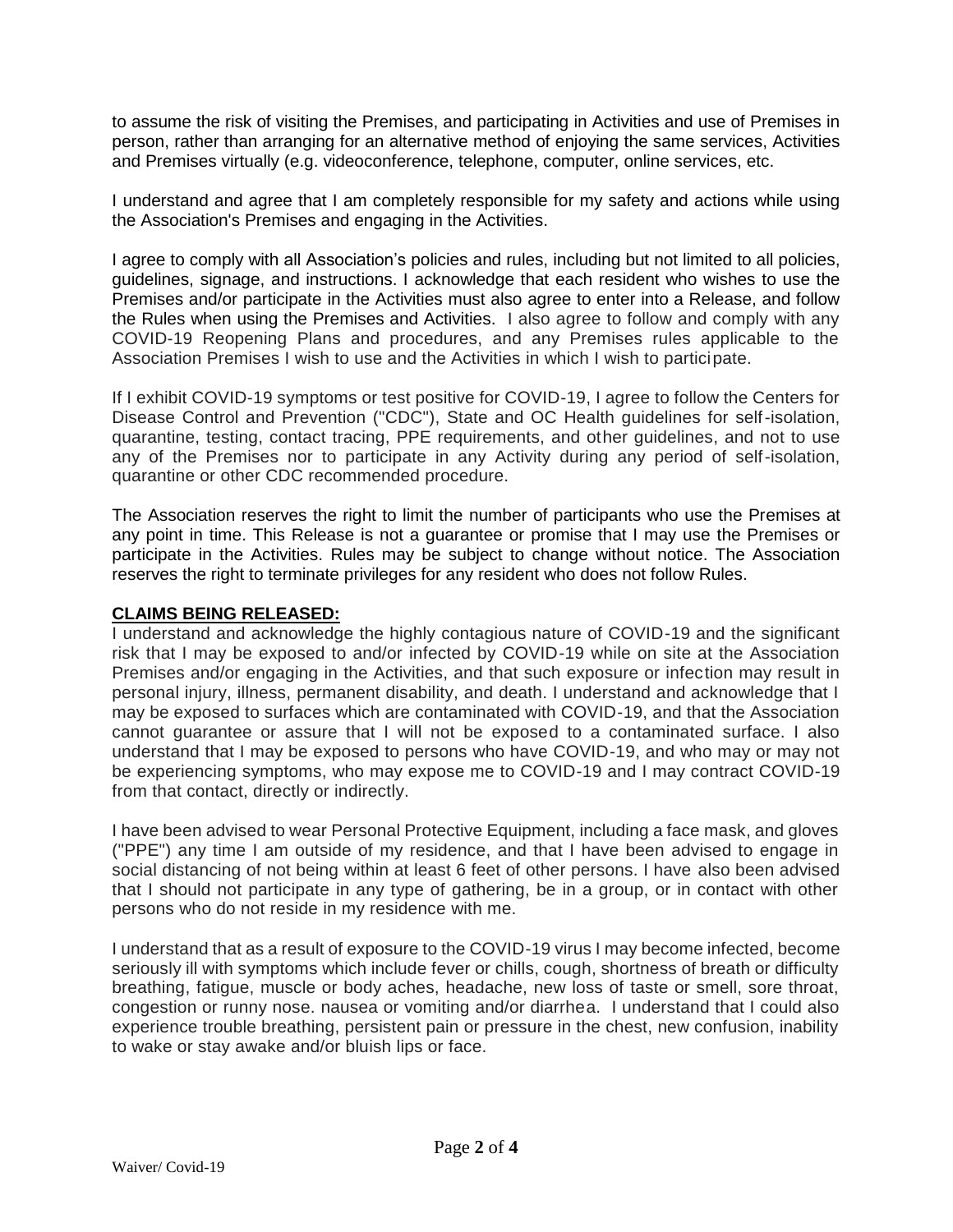to assume the risk of visiting the Premises, and participating in Activities and use of Premises in person, rather than arranging for an alternative method of enjoying the same services, Activities and Premises virtually (e.g. videoconference, telephone, computer, online services, etc.

I understand and agree that I am completely responsible for my safety and actions while using the Association's Premises and engaging in the Activities.

I agree to comply with all Association's policies and rules, including but not limited to all policies, guidelines, signage, and instructions. I acknowledge that each resident who wishes to use the Premises and/or participate in the Activities must also agree to enter into a Release, and follow the Rules when using the Premises and Activities. I also agree to follow and comply with any COVID-19 Reopening Plans and procedures, and any Premises rules applicable to the Association Premises I wish to use and the Activities in which I wish to participate.

If I exhibit COVID-19 symptoms or test positive for COVID-19, I agree to follow the Centers for Disease Control and Prevention ("CDC"), State and OC Health guidelines for self-isolation, quarantine, testing, contact tracing, PPE requirements, and other guidelines, and not to use any of the Premises nor to participate in any Activity during any period of self-isolation, quarantine or other CDC recommended procedure.

The Association reserves the right to limit the number of participants who use the Premises at any point in time. This Release is not a guarantee or promise that I may use the Premises or participate in the Activities. Rules may be subject to change without notice. The Association reserves the right to terminate privileges for any resident who does not follow Rules.

**CLAIMS BEING RELEASED:**

I understand and acknowledge the highly contagious nature of COVID-19 and the significant risk that I may be exposed to and/or infected by COVID-19 while on site at the Association Premises and/or engaging in the Activities, and that such exposure or infection may result in personal injury, illness, permanent disability, and death. I understand and acknowledge that I may be exposed to surfaces which are contaminated with COVID-19, and that the Association cannot guarantee or assure that I will not be exposed to a contaminated surface. I also understand that I may be exposed to persons who have COVID-19, and who may or may not be experiencing symptoms, who may expose me to COVID-19 and I may contract COVID-19 from that contact, directly or indirectly.

I have been advised to wear Personal Protective Equipment, including a face mask, and gloves ("PPE") any time I am outside of my residence, and that I have been advised to engage in social distancing of not being within at least 6 feet of other persons. I have also been advised that I should not participate in any type of gathering, be in a group, or in contact with other persons who do not reside in my residence with me.

I understand that as a result of exposure to the COVID-19 virus I may become infected, become seriously ill with symptoms which include fever or chills, cough, shortness of breath or difficulty breathing, fatigue, muscle or body aches, headache, new loss of taste or smell, sore throat, congestion or runny nose. nausea or vomiting and/or diarrhea. I understand that I could also experience trouble breathing, persistent pain or pressure in the chest, new confusion, inability to wake or stay awake and/or bluish lips or face.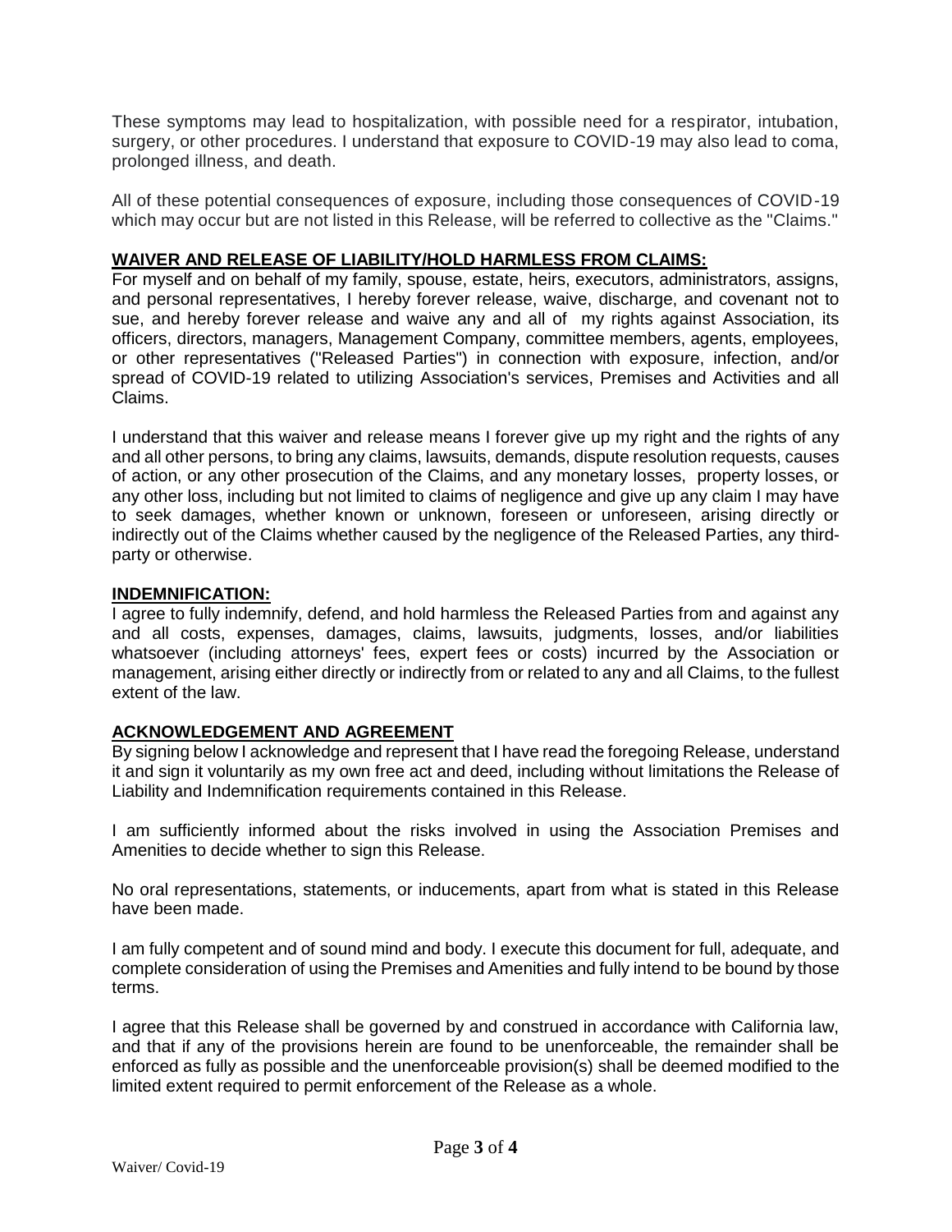These symptoms may lead to hospitalization, with possible need for a respirator, intubation, surgery, or other procedures. I understand that exposure to COVID-19 may also lead to coma, prolonged illness, and death.

All of these potential consequences of exposure, including those consequences of COVID-19 which may occur but are not listed in this Release, will be referred to collective as the "Claims."

**WAIVER AND RELEASE OF LIABILITY/HOLD HARMLESS FROM CLAIMS:**

For myself and on behalf of my family, spouse, estate, heirs, executors, administrators, assigns, and personal representatives, I hereby forever release, waive, discharge, and covenant not to sue, and hereby forever release and waive any and all of my rights against Association, its officers, directors, managers, Management Company, committee members, agents, employees, or other representatives ("Released Parties") in connection with exposure, infection, and/or spread of COVID-19 related to utilizing Association's services, Premises and Activities and all Claims.

I understand that this waiver and release means I forever give up my right and the rights of any and all other persons, to bring any claims, lawsuits, demands, dispute resolution requests, causes of action, or any other prosecution of the Claims, and any monetary losses, property losses, or any other loss, including but not limited to claims of negligence and give up any claim I may have to seek damages, whether known or unknown, foreseen or unforeseen, arising directly or indirectly out of the Claims whether caused by the negligence of the Released Parties, any third-party or otherwise.

**INDEMNIFICATION:**

I agree to fully indemnify, defend, and hold harmless the Released Parties from and against any and all costs, expenses, damages, claims, lawsuits, judgments, losses, and/or liabilities whatsoever (including attorneys' fees, expert fees or costs) incurred by the Association or management, arising either directly or indirectly from or related to any and all Claims, to the fullest extent of the law.

**ACKNOWLEDGEMENT AND AGREEMENT**

By signing below I acknowledge and represent that I have read the foregoing Release, understand it and sign it voluntarily as my own free act and deed, including without limitations the Release of Liability and Indemnification requirements contained in this Release.

I am sufficiently informed about the risks involved in using the Association Premises and Amenities to decide whether to sign this Release.

No oral representations, statements, or inducements, apart from what is stated in this Release have been made.

I am fully competent and of sound mind and body. I execute this document for full, adequate, and complete consideration of using the Premises and Amenities and fully intend to be bound by those terms.

I agree that this Release shall be governed by and construed in accordance with California law, and that if any of the provisions herein are found to be unenforceable, the remainder shall be enforced as fully as possible and the unenforceable provision(s) shall be deemed modified to the limited extent required to permit enforcement of the Release as a whole.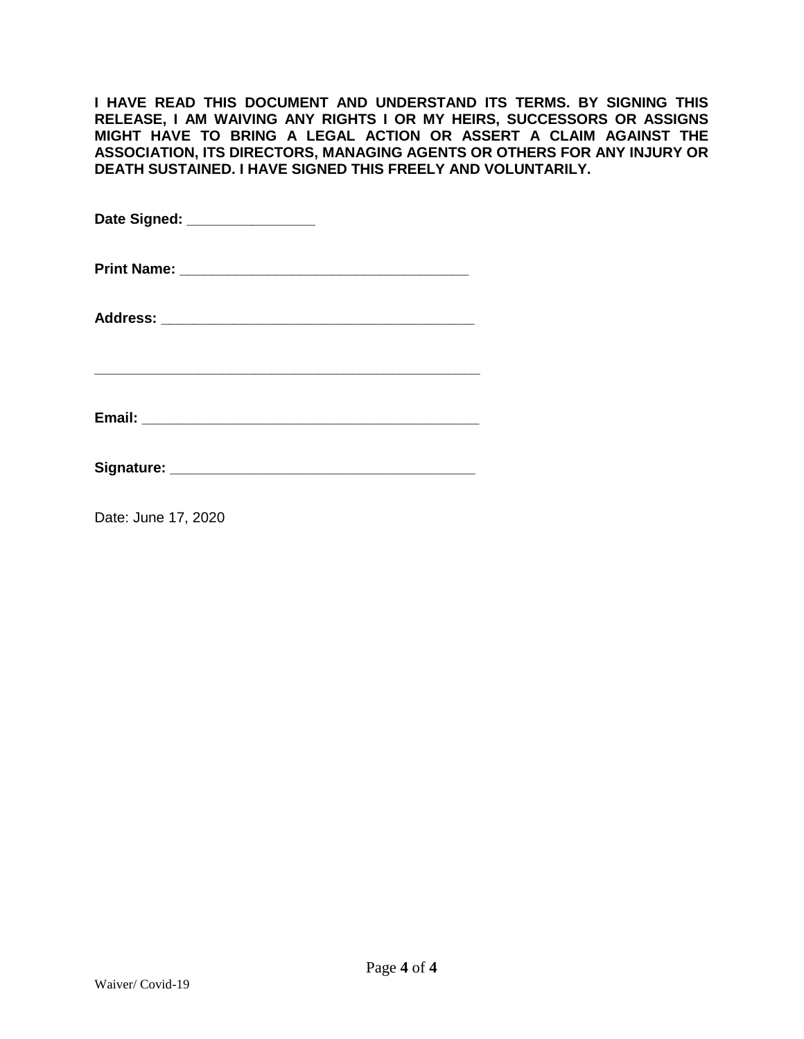**I HAVE READ THIS DOCUMENT AND UNDERSTAND ITS TERMS. BY SIGNING THIS RELEASE, I AM WAIVING ANY RIGHTS I OR MY HEIRS, SUCCESSORS OR ASSIGNS MIGHT HAVE TO BRING A LEGAL ACTION OR ASSERT A CLAIM AGAINST THE ASSOCIATION, ITS DIRECTORS, MANAGING AGENTS OR OTHERS FOR ANY INJURY OR DEATH SUSTAINED. I HAVE SIGNED THIS FREELY AND VOLUNTARILY.**

**Date Signed:** ________________

**Print Name:** ______________________________________

**Address:** _________________________________________

___________________________________________________

**Email:** ____________________________________________

**Signature:** _______________________________________

Date: June 17, 2020